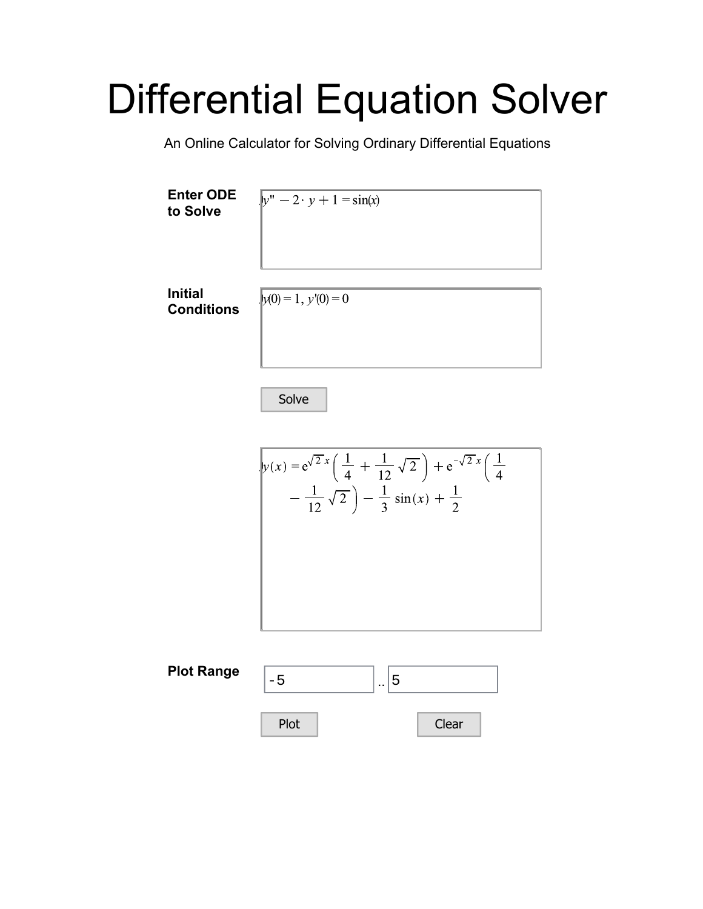# Differential Equation Solver

An Online Calculator for Solving Ordinary Differential Equations

**Enter ODE to Solve**

$y'' - 2 \cdot y + 1 = \sin(x)$

**Initial Conditions**

$y(0) = 1,\ y'(0) = 0$

Solve

$$y(x) = e^{\sqrt{2}\,x}\left(\frac{1}{4} + \frac{1}{12}\sqrt{2}\right) + e^{-\sqrt{2}\,x}\left(\frac{1}{4} - \frac{1}{12}\sqrt{2}\right) - \frac{1}{3}\sin(x) + \frac{1}{2}$$

**Plot Range**

-5 .. 5

Plot

Clear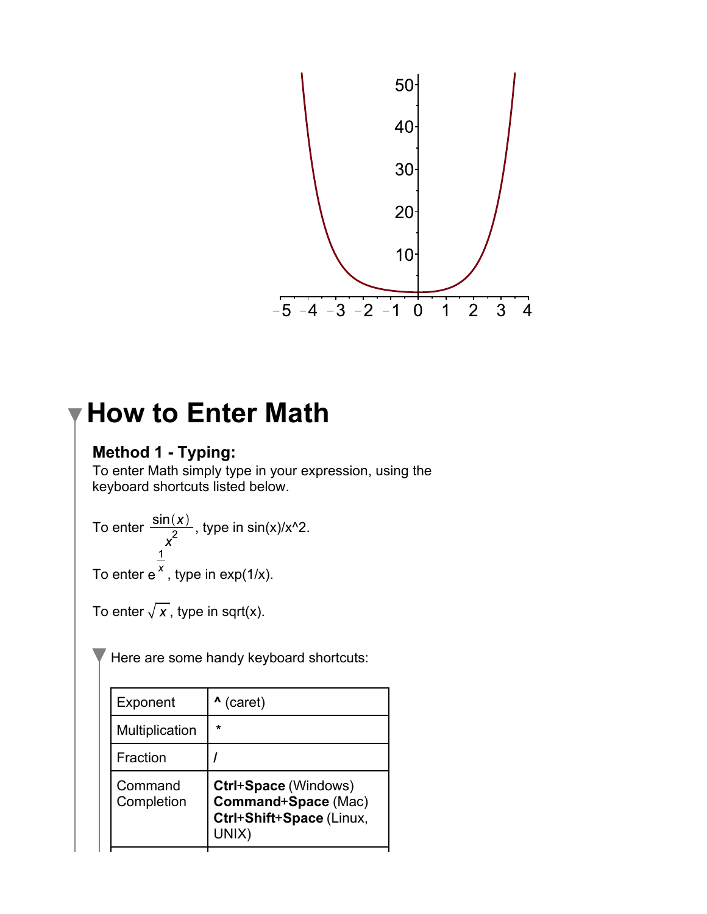# How to Enter Math

**Method 1 - Typing:**
To enter Math simply type in your expression, using the keyboard shortcuts listed below.

To enter $\frac{\sin(x)}{x^2}$, type in sin(x)/x^2.

To enter $e^{\frac{1}{x}}$, type in exp(1/x).

To enter $\sqrt{x}$, type in sqrt(x).

Here are some handy keyboard shortcuts:

| | |
|---|---|
| Exponent | **^** (caret) |
| Multiplication | * |
| Fraction | / |
| Command Completion | **Ctrl**+**Space** (Windows) **Command**+**Space** (Mac) **Ctrl**+**Shift**+**Space** (Linux, UNIX) |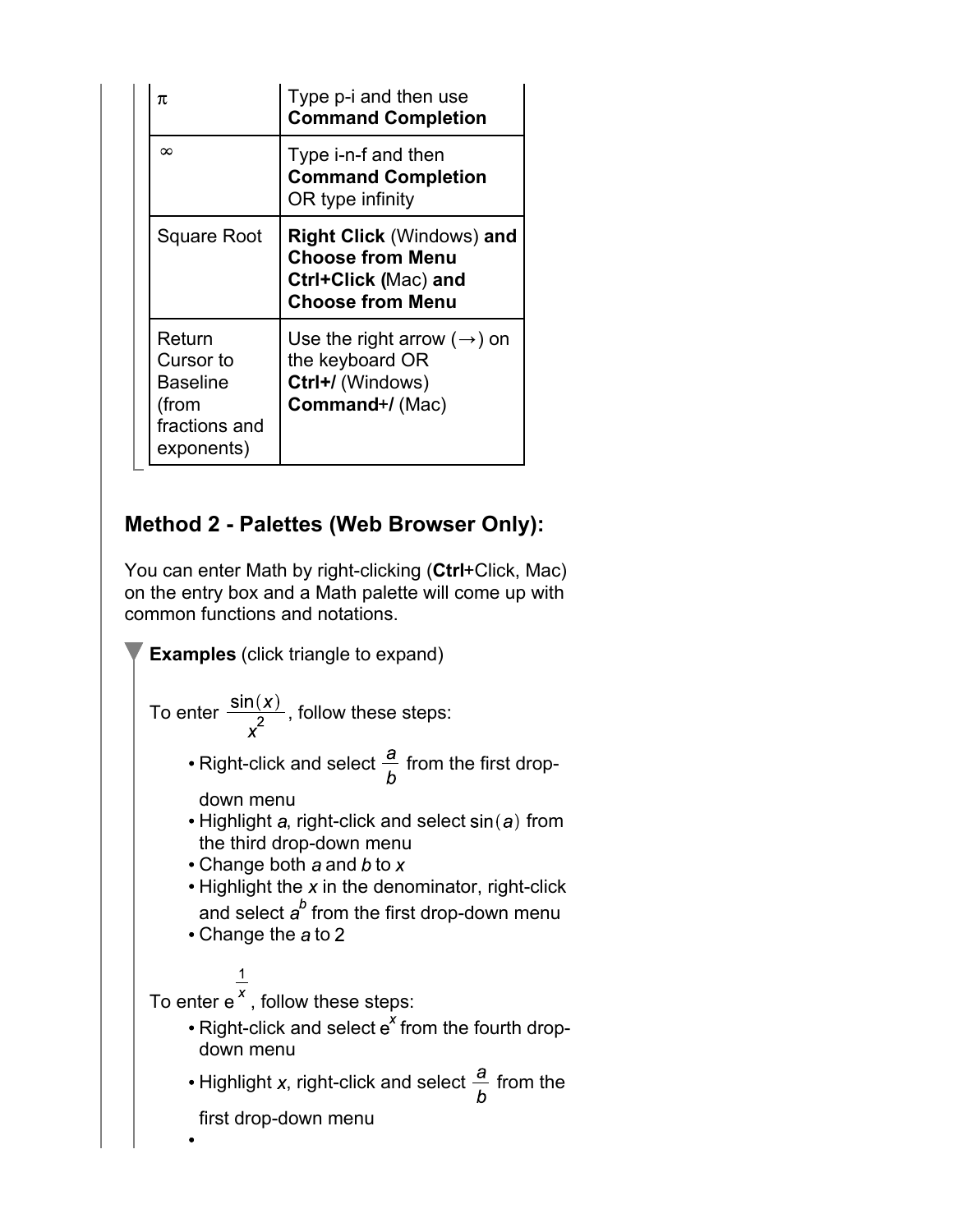| | |
|---|---|
| $\pi$ | Type p-i and then use **Command Completion** |
| $\infty$ | Type i-n-f and then **Command Completion** OR type infinity |
| Square Root | **Right Click** (Windows) **and Choose from Menu Ctrl+Click (**Mac) **and Choose from Menu** |
| Return Cursor to Baseline (from fractions and exponents) | Use the right arrow (→) on the keyboard OR **Ctrl+/** (Windows) **Command**+/ (Mac) |

## Method 2 - Palettes (Web Browser Only):

You can enter Math by right-clicking (**Ctrl**+Click, Mac) on the entry box and a Math palette will come up with common functions and notations.

**Examples** (click triangle to expand)

To enter $\frac{\sin(x)}{x^2}$, follow these steps:

- Right-click and select $\frac{a}{b}$ from the first drop-down menu
- Highlight $a$, right-click and select $\sin(a)$ from the third drop-down menu
- Change both $a$ and $b$ to $x$
- Highlight the $x$ in the denominator, right-click and select $a^b$ from the first drop-down menu
- Change the $a$ to 2

To enter $e^{\frac{1}{x}}$, follow these steps:

- Right-click and select $e^x$ from the fourth drop-down menu
- Highlight $x$, right-click and select $\frac{a}{b}$ from the first drop-down menu
-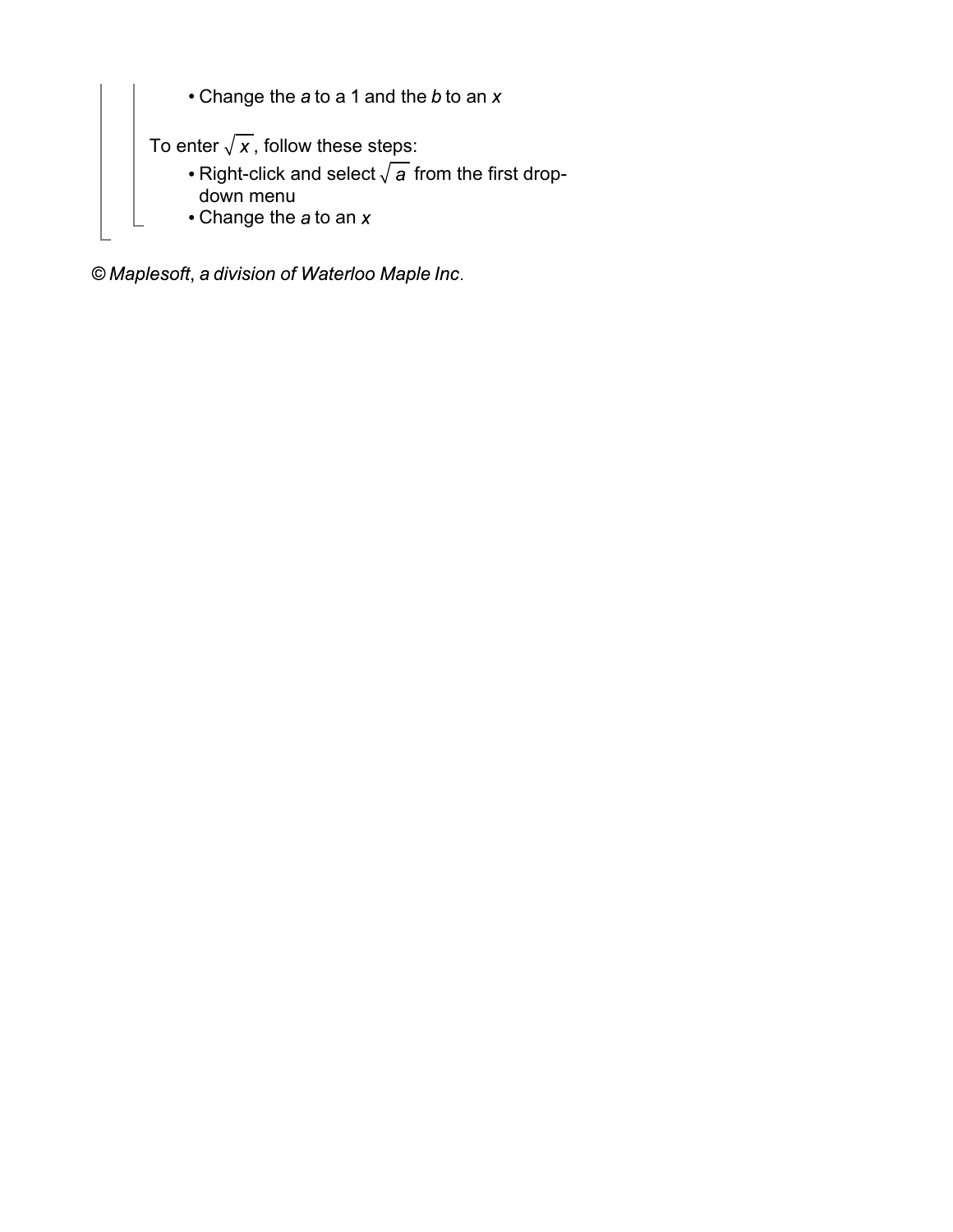- Change the $a$ to a 1 and the $b$ to an $x$

To enter $\sqrt{x}$, follow these steps:

- Right-click and select $\sqrt{a}$ from the first drop-down menu
- Change the $a$ to an $x$

© *Maplesoft*, *a division of Waterloo Maple Inc*.